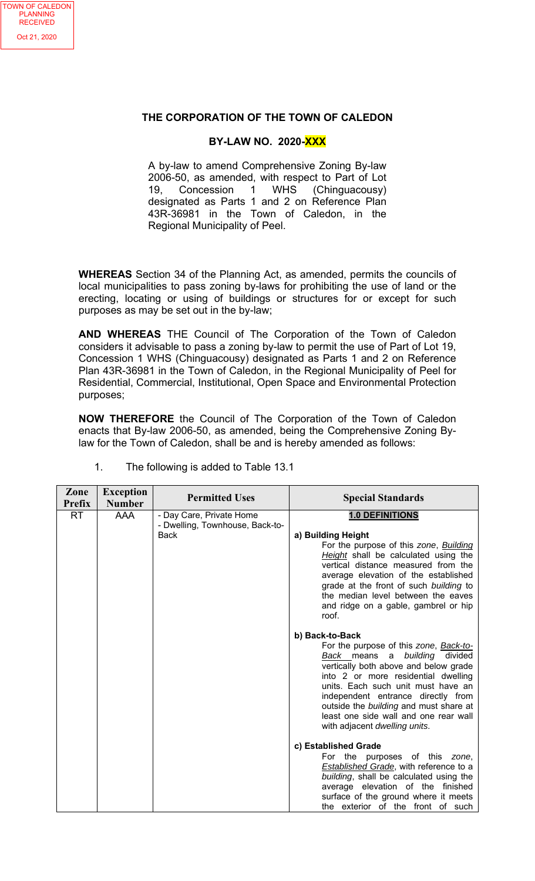TOWN OF CALEDON PLANNING RECEIVED Oct 21, 2020

# THE CORPORATION OF THE TOWN OF CALEDON

## BY-LAW NO. 2020-XXX

A by-law to amend Comprehensive Zoning By-law 2006-50, as amended, with respect to Part of Lot 19, Concession 1 WHS (Chinguacousy) designated as Parts 1 and 2 on Reference Plan 43R-36981 in the Town of Caledon, in the Regional Municipality of Peel.

**WHEREAS** Section 34 of the Planning Act, as amended, permits the councils of local municipalities to pass zoning by-laws for prohibiting the use of land or the erecting, locating or using of buildings or structures for or except for such purposes as may be set out in the by-law;

**AND WHEREAS** THE Council of The Corporation of the Town of Caledon considers it advisable to pass a zoning by-law to permit the use of Part of Lot 19, Concession 1 WHS (Chinguacousy) designated as Parts 1 and 2 on Reference Plan 43R-36981 in the Town of Caledon, in the Regional Municipality of Peel for Residential, Commercial, Institutional, Open Space and Environmental Protection purposes;

**NOW THEREFORE** the Council of The Corporation of the Town of Caledon enacts that By-law 2006-50, as amended, being the Comprehensive Zoning By-law for the Town of Caledon, shall be and is hereby amended as follows:

1. The following is added to Table 13.1

| Zone Prefix | Exception Number | Permitted Uses | Special Standards |
|---|---|---|---|
| RT | AAA | - Day Care, Private Home<br>- Dwelling, Townhouse, Back-to-Back | **1.0 DEFINITIONS**<br><br>**a) Building Height**<br>For the purpose of this *zone*, *Building Height* shall be calculated using the vertical distance measured from the average elevation of the established grade at the front of such *building* to the median level between the eaves and ridge on a gable, gambrel or hip roof.<br><br>**b) Back-to-Back**<br>For the purpose of this *zone*, *Back-to-Back* means a *building* divided vertically both above and below grade into 2 or more residential dwelling units. Each such unit must have an independent entrance directly from outside the *building* and must share at least one side wall and one rear wall with adjacent *dwelling units*.<br><br>**c) Established Grade**<br>For the purposes of this *zone*, *Established Grade*, with reference to a *building*, shall be calculated using the average elevation of the finished surface of the ground where it meets the exterior of the front of such |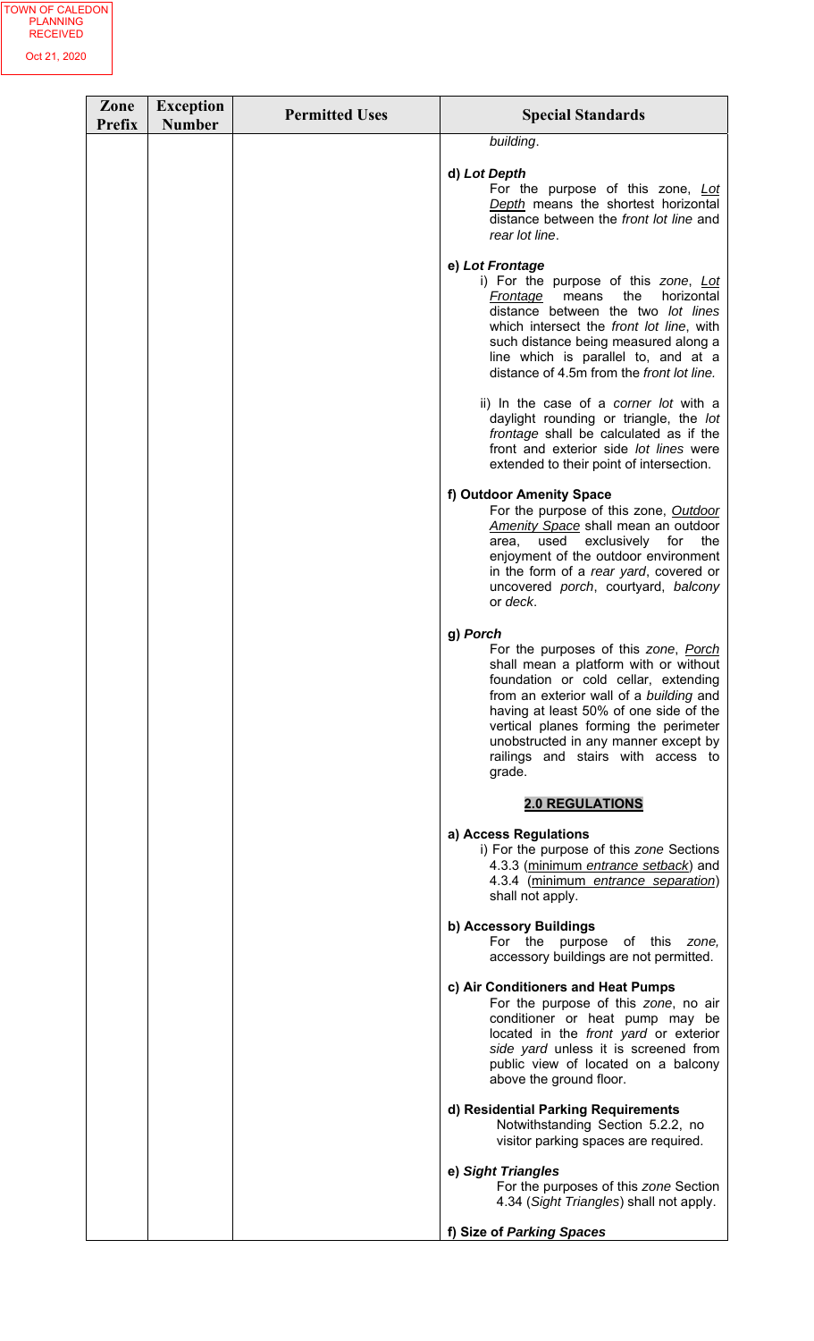| Zone Prefix | Exception Number | Permitted Uses | Special Standards |
|---|---|---|---|
| | | | *building*.<br><br>**d) *Lot Depth***<br>For the purpose of this zone, *Lot Depth* means the shortest horizontal distance between the *front lot line* and *rear lot line*.<br><br>**e) *Lot Frontage***<br>i) For the purpose of this *zone*, *Lot Frontage* means the horizontal distance between the two *lot lines* which intersect the *front lot line*, with such distance being measured along a line which is parallel to, and at a distance of 4.5m from the *front lot line.*<br><br>ii) In the case of a *corner lot* with a daylight rounding or triangle, the *lot frontage* shall be calculated as if the front and exterior side *lot lines* were extended to their point of intersection.<br><br>**f) Outdoor Amenity Space**<br>For the purpose of this zone, *Outdoor Amenity Space* shall mean an outdoor area, used exclusively for the enjoyment of the outdoor environment in the form of a *rear yard*, covered or uncovered *porch*, courtyard, *balcony* or *deck*.<br><br>**g) *Porch***<br>For the purposes of this *zone*, *Porch* shall mean a platform with or without foundation or cold cellar, extending from an exterior wall of a *building* and having at least 50% of one side of the vertical planes forming the perimeter unobstructed in any manner except by railings and stairs with access to grade.<br><br>**2.0 REGULATIONS**<br><br>**a) Access Regulations**<br>i) For the purpose of this *zone* Sections 4.3.3 (minimum *entrance setback*) and 4.3.4 (minimum *entrance separation*) shall not apply.<br><br>**b) Accessory Buildings**<br>For the purpose of this *zone,* accessory buildings are not permitted.<br><br>**c) Air Conditioners and Heat Pumps**<br>For the purpose of this *zone*, no air conditioner or heat pump may be located in the *front yard* or exterior *side yard* unless it is screened from public view of located on a balcony above the ground floor.<br><br>**d) Residential Parking Requirements**<br>Notwithstanding Section 5.2.2, no visitor parking spaces are required.<br><br>**e) *Sight Triangles***<br>For the purposes of this *zone* Section 4.34 (*Sight Triangles*) shall not apply.<br><br>**f) Size of *Parking Spaces*** |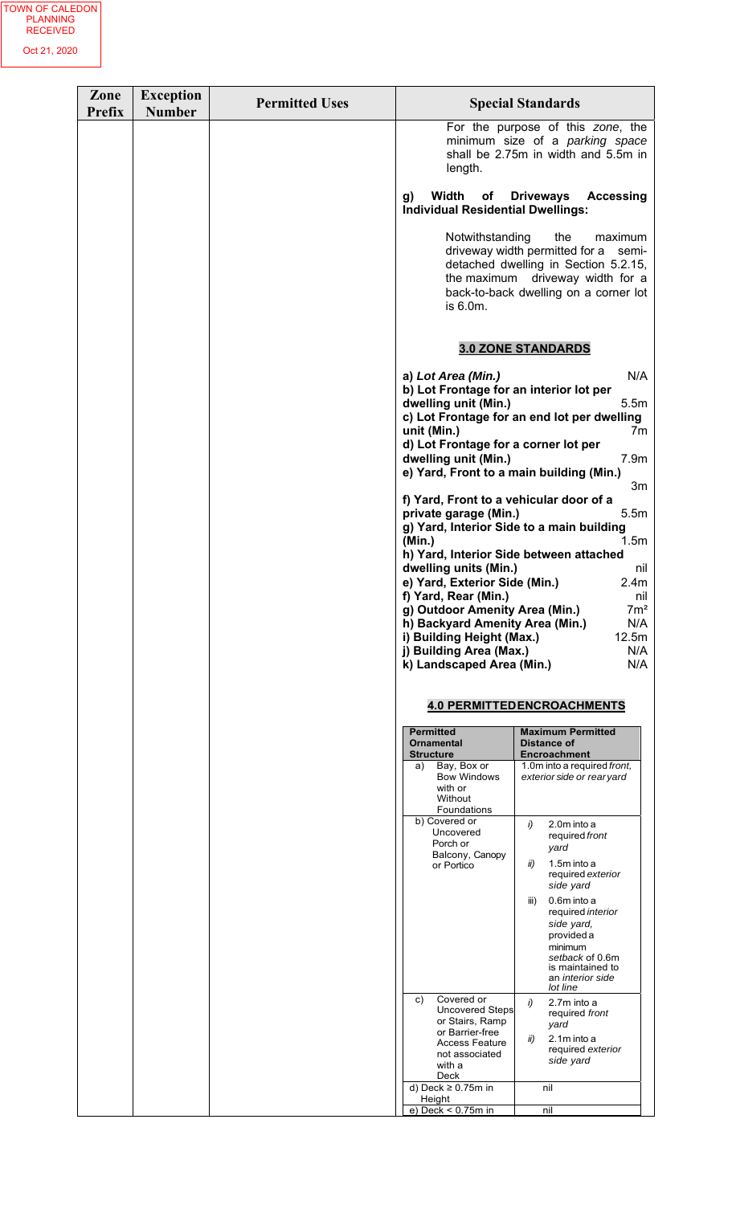TOWN OF CALEDON PLANNING RECEIVED Oct 21, 2020

| Zone Prefix | Exception Number | Permitted Uses | Special Standards |
|---|---|---|---|
| | | | For the purpose of this *zone*, the minimum size of a *parking space* shall be 2.75m in width and 5.5m in length. |
| | | | **g) Width of Driveways Accessing Individual Residential Dwellings:** |
| | | | Notwithstanding the maximum driveway width permitted for a semi-detached dwelling in Section 5.2.15, the maximum driveway width for a back-to-back dwelling on a corner lot is 6.0m. |
| | | | **3.0 ZONE STANDARDS** |
| | | | **a) *Lot Area (Min.)*** N/A |
| | | | **b) Lot Frontage for an interior lot per dwelling unit (Min.)** 5.5m |
| | | | **c) Lot Frontage for an end lot per dwelling unit (Min.)** 7m |
| | | | **d) Lot Frontage for a corner lot per dwelling unit (Min.)** 7.9m |
| | | | **e) Yard, Front to a main building (Min.)** 3m |
| | | | **f) Yard, Front to a vehicular door of a private garage (Min.)** 5.5m |
| | | | **g) Yard, Interior Side to a main building (Min.)** 1.5m |
| | | | **h) Yard, Interior Side between attached dwelling units (Min.)** nil |
| | | | **e) Yard, Exterior Side (Min.)** 2.4m |
| | | | **f) Yard, Rear (Min.)** nil |
| | | | **g) Outdoor Amenity Area (Min.)** $7m^2$ |
| | | | **h) Backyard Amenity Area (Min.)** N/A |
| | | | **i) Building Height (Max.)** 12.5m |
| | | | **j) Building Area (Max.)** N/A |
| | | | **k) Landscaped Area (Min.)** N/A |
| | | | **4.0 PERMITTED ENCROACHMENTS** |

| Permitted Ornamental Structure | Maximum Permitted Distance of Encroachment |
|---|---|
| a) Bay, Box or Bow Windows with or Without Foundations | 1.0m into a required *front, exterior side or rear yard* |
| b) Covered or Uncovered Porch or Balcony, Canopy or Portico | *i)* 2.0m into a required *front yard*<br>*ii)* 1.5m into a required *exterior side yard*<br>iii) 0.6m into a required *interior side yard*, provided a minimum *setback* of 0.6m is maintained to an *interior side lot line* |
| c) Covered or Uncovered Steps or Stairs, Ramp or Barrier-free Access Feature not associated with a Deck | *i)* 2.7m into a required *front yard*<br>*ii)* 2.1m into a required *exterior side yard* |
| d) Deck ≥ 0.75m in Height | nil |
| e) Deck < 0.75m in | nil |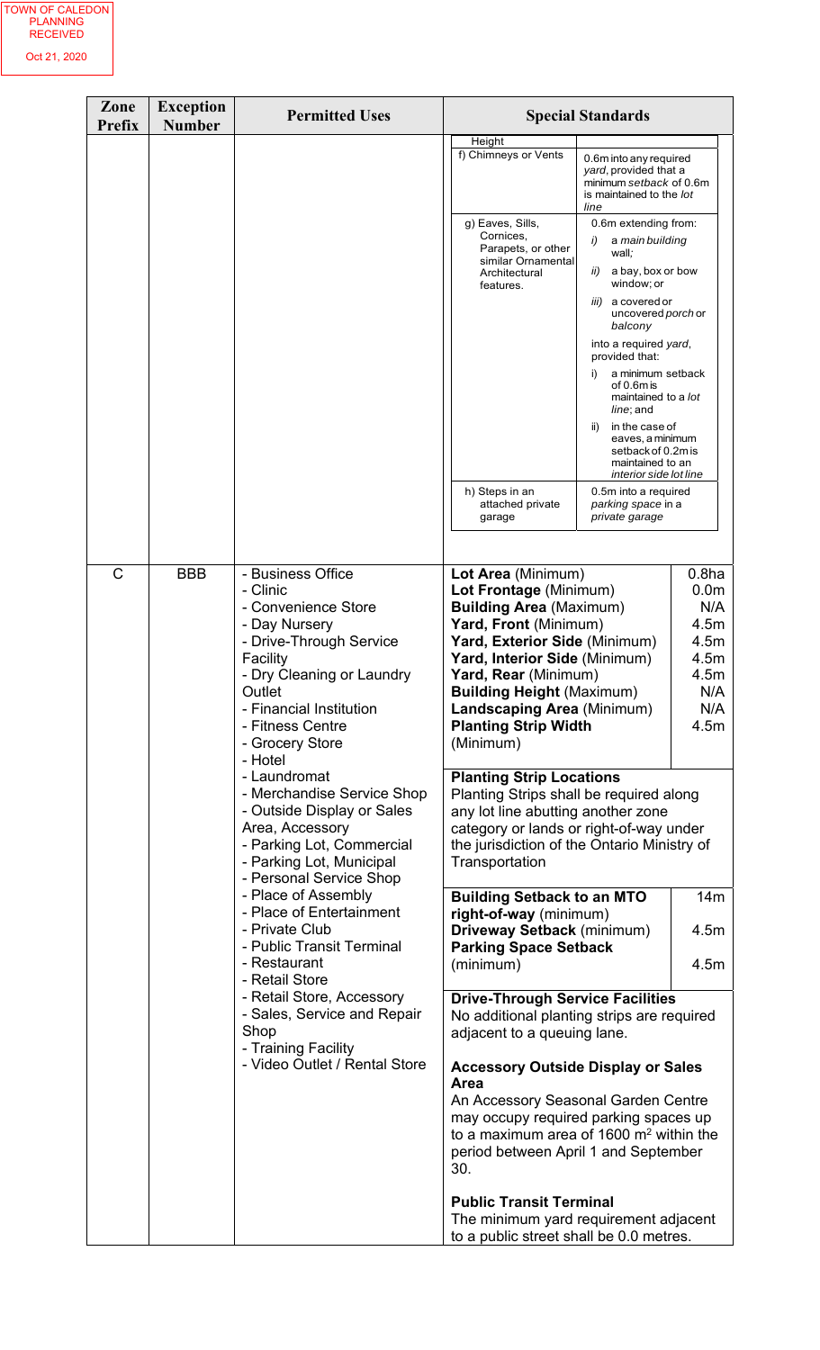TOWN OF CALEDON PLANNING RECEIVED Oct 21, 2020

| Zone Prefix | Exception Number | Permitted Uses | Special Standards |
|---|---|---|---|
| | | | **Height**<br>f) Chimneys or Vents: 0.6m into any required *yard*, provided that a minimum *setback* of 0.6m is maintained to the *lot line*<br><br>g) Eaves, Sills, Cornices, Parapets, or other similar Ornamental Architectural features.: 0.6m extending from: *i)* a *main building* wall; *ii)* a bay, box or bow window; or *iii)* a covered or uncovered *porch* or *balcony* into a required *yard*, provided that: i) a minimum setback of 0.6m is maintained to a *lot line*; and ii) in the case of eaves, a minimum setback of 0.2m is maintained to an *interior side lot line*<br><br>h) Steps in an attached private garage: 0.5m into a required *parking space* in a *private garage* |
| C | BBB | - Business Office<br>- Clinic<br>- Convenience Store<br>- Day Nursery<br>- Drive-Through Service Facility<br>- Dry Cleaning or Laundry Outlet<br>- Financial Institution<br>- Fitness Centre<br>- Grocery Store<br>- Hotel<br>- Laundromat<br>- Merchandise Service Shop<br>- Outside Display or Sales Area, Accessory<br>- Parking Lot, Commercial<br>- Parking Lot, Municipal<br>- Personal Service Shop<br>- Place of Assembly<br>- Place of Entertainment<br>- Private Club<br>- Public Transit Terminal<br>- Restaurant<br>- Retail Store<br>- Retail Store, Accessory<br>- Sales, Service and Repair Shop<br>- Training Facility<br>- Video Outlet / Rental Store | **Lot Area** (Minimum): 0.8ha<br>**Lot Frontage** (Minimum): 0.0m<br>**Building Area** (Maximum): N/A<br>**Yard, Front** (Minimum): 4.5m<br>**Yard, Exterior Side** (Minimum): 4.5m<br>**Yard, Interior Side** (Minimum): 4.5m<br>**Yard, Rear** (Minimum): 4.5m<br>**Building Height** (Maximum): N/A<br>**Landscaping Area** (Minimum): N/A<br>**Planting Strip Width** (Minimum): 4.5m<br><br>**Planting Strip Locations**<br>Planting Strips shall be required along any lot line abutting another zone category or lands or right-of-way under the jurisdiction of the Ontario Ministry of Transportation<br><br>**Building Setback to an MTO right-of-way** (minimum): 14m<br>**Driveway Setback** (minimum): 4.5m<br>**Parking Space Setback** (minimum): 4.5m<br><br>**Drive-Through Service Facilities**<br>No additional planting strips are required adjacent to a queuing lane.<br><br>**Accessory Outside Display or Sales Area**<br>An Accessory Seasonal Garden Centre may occupy required parking spaces up to a maximum area of 1600 $m^2$ within the period between April 1 and September 30.<br><br>**Public Transit Terminal**<br>The minimum yard requirement adjacent to a public street shall be 0.0 metres. |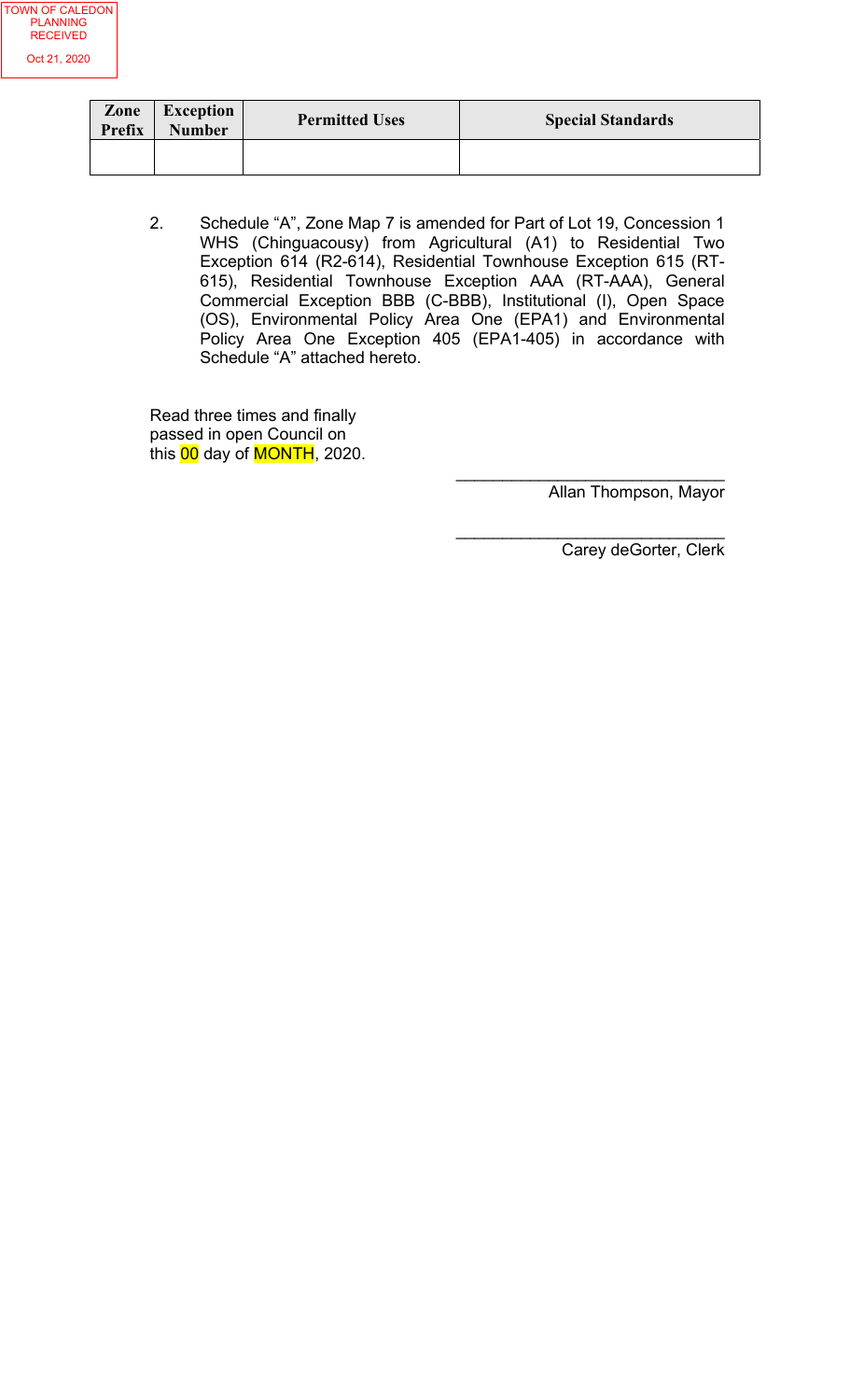TOWN OF CALEDON PLANNING RECEIVED Oct 21, 2020

| Zone Prefix | Exception Number | Permitted Uses | Special Standards |
|---|---|---|---|
| | | | |

2. Schedule "A", Zone Map 7 is amended for Part of Lot 19, Concession 1 WHS (Chinguacousy) from Agricultural (A1) to Residential Two Exception 614 (R2-614), Residential Townhouse Exception 615 (RT-615), Residential Townhouse Exception AAA (RT-AAA), General Commercial Exception BBB (C-BBB), Institutional (I), Open Space (OS), Environmental Policy Area One (EPA1) and Environmental Policy Area One Exception 405 (EPA1-405) in accordance with Schedule "A" attached hereto.

Read three times and finally passed in open Council on this 00 day of MONTH, 2020.

_____________________________
Allan Thompson, Mayor

_____________________________
Carey deGorter, Clerk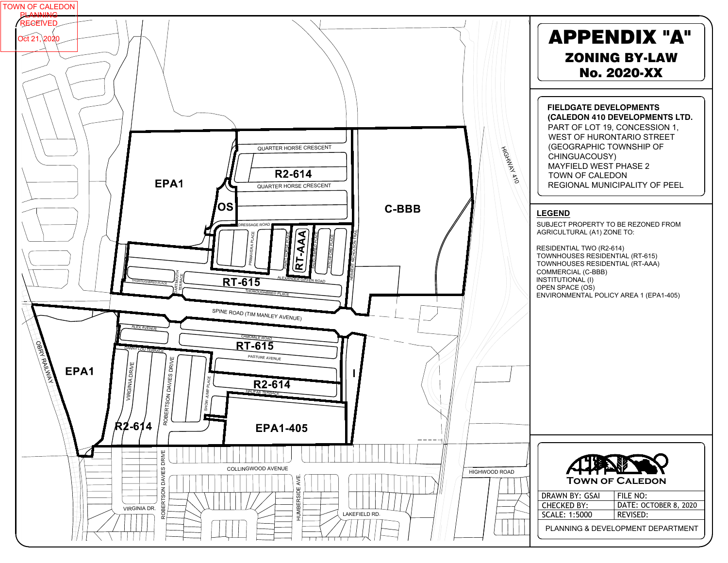TOWN OF CALEDON
PLANNING
RECEIVED
Oct 21, 2020

# APPENDIX "A"

## ZONING BY-LAW No. 2020-XX

**FIELDGATE DEVELOPMENTS**
**(CALEDON 410 DEVELOPMENTS LTD.**
PART OF LOT 19, CONCESSION 1,
WEST OF HURONTARIO STREET
(GEOGRAPHIC TOWNSHIP OF
CHINGUACOUSY)
MAYFIELD WEST PHASE 2
TOWN OF CALEDON
REGIONAL MUNICIPALITY OF PEEL

**LEGEND**

SUBJECT PROPERTY TO BE REZONED FROM AGRICULTURAL (A1) ZONE TO:

RESIDENTIAL TWO (R2-614)
TOWNHOUSES RESIDENTIAL (RT-615)
TOWNHOUSES RESIDENTIAL (RT-AAA)
COMMERCIAL (C-BBB)
INSTITUTIONAL (I)
OPEN SPACE (OS)
ENVIRONMENTAL POLICY AREA 1 (EPA1-405)

EPA1
OS
R2-614
QUARTER HORSE CRESCENT
QUARTER HORSE CRESCENT
DRESSAGE ROAD
PRIMAVERA PLACE
PAINT HORSE PLACE
RT-AAA
SADDLEBRED PLACE
PITCHFORD PLACE
HERBERT NICHOLSON TRAIL
C-BBB
HIGHWAY 410
THOROUGHBRED PLACE
DARTMOUTH TERRACE
RT-615
ALEXANDER GIFFEN ROAD
THOROUGHBRED PLACE
SPINE ROAD (TIM MANLEY AVENUE)
ALEX AVENUE
CAMOMILE ROAD
RT-615
DANNY LOU TERRACE
PASTURE AVENUE
OBRY RAILWAY
EPA1
VIRGINIA DRIVE
ROBERTSON DAVIES DRIVE
SHOW JUMP PLACE
R2-614
HALIFAX TERRACE
I
R2-614
EPA1-405
ROBERTSON DAVIES DRIVE
COLLINGWOOD AVENUE
HUMBERSIDE AVE.
HIGHWOOD ROAD
VIRGINIA DR.
ROBERTSON DAVIES DRIVE
LAKEFIELD RD.

TOWN OF CALEDON

| | |
|---|---|
| DRAWN BY: GSAI | FILE NO: |
| CHECKED BY: | DATE: OCTOBER 8, 2020 |
| SCALE: 1:5000 | REVISED: |

PLANNING & DEVELOPMENT DEPARTMENT